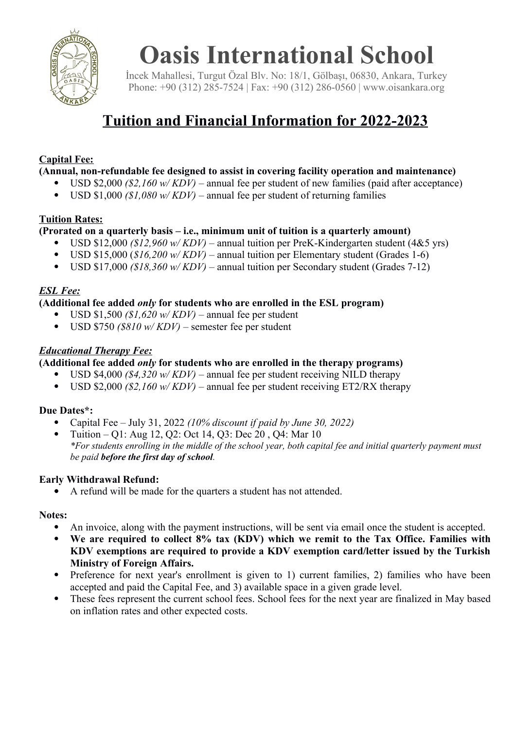# Oasis International School

İncek Mahallesi, Turgut Özal Blv. No: 18/1, Gölbaşı, 06830, Ankara, Turkey
Phone: +90 (312) 285-7524 | Fax: +90 (312) 286-0560 | www.oisankara.org

## Tuition and Financial Information for 2022-2023

**Capital Fee:**

**(Annual, non-refundable fee designed to assist in covering facility operation and maintenance)**

- USD $2,000 *($2,160 w/ KDV)* – annual fee per student of new families (paid after acceptance)
- USD $1,000 *($1,080 w/ KDV)* – annual fee per student of returning families

**Tuition Rates:**

**(Prorated on a quarterly basis – i.e., minimum unit of tuition is a quarterly amount)**

- USD $12,000 *($12,960 w/ KDV)* – annual tuition per PreK-Kindergarten student (4&5 yrs)
- USD $15,000 (*$16,200 w/ KDV)* – annual tuition per Elementary student (Grades 1-6)
- USD $17,000 *($18,360 w/ KDV)* – annual tuition per Secondary student (Grades 7-12)

***ESL Fee:***

**(Additional fee added *only* for students who are enrolled in the ESL program)**

- USD $1,500 *($1,620 w/ KDV)* – annual fee per student
- USD $750 *($810 w/ KDV)* – semester fee per student

***Educational Therapy Fee:***

**(Additional fee added *only* for students who are enrolled in the therapy programs)**

- USD $4,000 *($4,320 w/ KDV)* – annual fee per student receiving NILD therapy
- USD $2,000 *($2,160 w/ KDV)* – annual fee per student receiving ET2/RX therapy

**Due Dates*:**

- Capital Fee – July 31, 2022 *(10% discount if paid by June 30, 2022)*
- Tuition – Q1: Aug 12, Q2: Oct 14, Q3: Dec 20 , Q4: Mar 10
  **For students enrolling in the middle of the school year, both capital fee and initial quarterly payment must be paid* ***before the first day of school****.*

**Early Withdrawal Refund:**

- A refund will be made for the quarters a student has not attended.

**Notes:**

- An invoice, along with the payment instructions, will be sent via email once the student is accepted.
- **We are required to collect 8% tax (KDV) which we remit to the Tax Office. Families with KDV exemptions are required to provide a KDV exemption card/letter issued by the Turkish Ministry of Foreign Affairs.**
- Preference for next year's enrollment is given to 1) current families, 2) families who have been accepted and paid the Capital Fee, and 3) available space in a given grade level.
- These fees represent the current school fees. School fees for the next year are finalized in May based on inflation rates and other expected costs.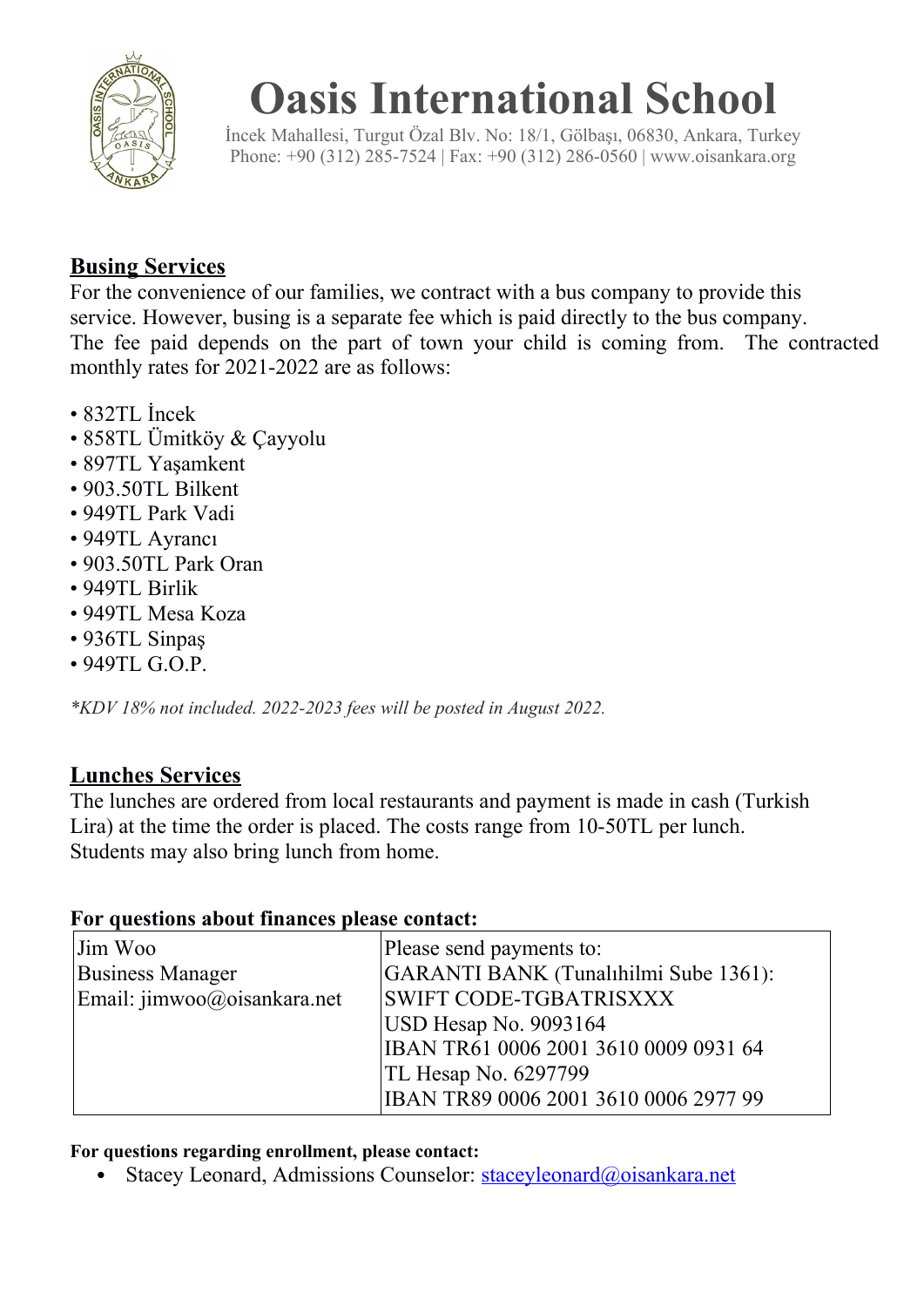# Oasis International School

İncek Mahallesi, Turgut Özal Blv. No: 18/1, Gölbaşı, 06830, Ankara, Turkey
Phone: +90 (312) 285-7524 | Fax: +90 (312) 286-0560 | www.oisankara.org

## Busing Services

For the convenience of our families, we contract with a bus company to provide this service. However, busing is a separate fee which is paid directly to the bus company. The fee paid depends on the part of town your child is coming from. The contracted monthly rates for 2021-2022 are as follows:

- 832TL İncek
- 858TL Ümitköy & Çayyolu
- 897TL Yaşamkent
- 903.50TL Bilkent
- 949TL Park Vadi
- 949TL Ayrancı
- 903.50TL Park Oran
- 949TL Birlik
- 949TL Mesa Koza
- 936TL Sinpaş
- 949TL G.O.P.

*\*KDV 18% not included. 2022-2023 fees will be posted in August 2022.*

## Lunches Services

The lunches are ordered from local restaurants and payment is made in cash (Turkish Lira) at the time the order is placed. The costs range from 10-50TL per lunch. Students may also bring lunch from home.

**For questions about finances please contact:**

| | |
|---|---|
| Jim Woo<br>Business Manager<br>Email: jimwoo@oisankara.net | Please send payments to:<br>GARANTI BANK (Tunalıhilmi Sube 1361):<br>SWIFT CODE-TGBATRISXXX<br>USD Hesap No. 9093164<br>IBAN TR61 0006 2001 3610 0009 0931 64<br>TL Hesap No. 6297799<br>IBAN TR89 0006 2001 3610 0006 2977 99 |

**For questions regarding enrollment, please contact:**

- Stacey Leonard, Admissions Counselor: staceyleonard@oisankara.net